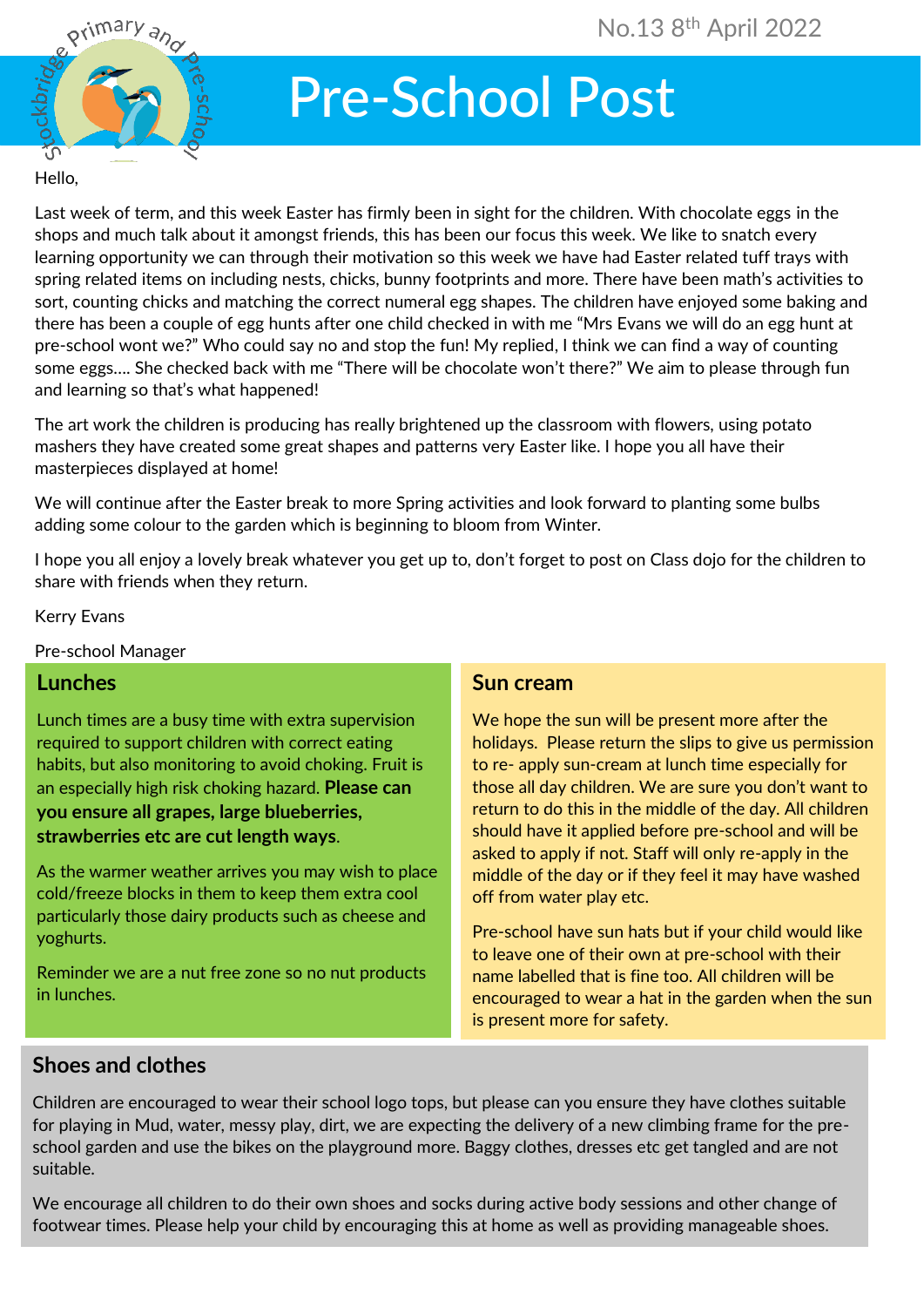No.13 8th April 2022

# Pre-School Post

Hello,

Last week of term, and this week Easter has firmly been in sight for the children. With chocolate eggs in the shops and much talk about it amongst friends, this has been our focus this week. We like to snatch every learning opportunity we can through their motivation so this week we have had Easter related tuff trays with spring related items on including nests, chicks, bunny footprints and more. There have been math's activities to sort, counting chicks and matching the correct numeral egg shapes. The children have enjoyed some baking and there has been a couple of egg hunts after one child checked in with me "Mrs Evans we will do an egg hunt at pre-school wont we?" Who could say no and stop the fun! My replied, I think we can find a way of counting some eggs…. She checked back with me "There will be chocolate won't there?" We aim to please through fun and learning so that's what happened!

The art work the children is producing has really brightened up the classroom with flowers, using potato mashers they have created some great shapes and patterns very Easter like. I hope you all have their masterpieces displayed at home!

We will continue after the Easter break to more Spring activities and look forward to planting some bulbs adding some colour to the garden which is beginning to bloom from Winter.

I hope you all enjoy a lovely break whatever you get up to, don't forget to post on Class dojo for the children to share with friends when they return.

Kerry Evans

Pre-school Manager

## Lunches

Lunch times are a busy time with extra supervision required to support children with correct eating habits, but also monitoring to avoid choking. Fruit is an especially high risk choking hazard. **Please can you ensure all grapes, large blueberries, strawberries etc are cut length ways**.

As the warmer weather arrives you may wish to place cold/freeze blocks in them to keep them extra cool particularly those dairy products such as cheese and yoghurts.

Reminder we are a nut free zone so no nut products in lunches.

## Sun cream

We hope the sun will be present more after the holidays. Please return the slips to give us permission to re- apply sun-cream at lunch time especially for those all day children. We are sure you don't want to return to do this in the middle of the day. All children should have it applied before pre-school and will be asked to apply if not. Staff will only re-apply in the middle of the day or if they feel it may have washed off from water play etc.

Pre-school have sun hats but if your child would like to leave one of their own at pre-school with their name labelled that is fine too. All children will be encouraged to wear a hat in the garden when the sun is present more for safety.

## Shoes and clothes

Children are encouraged to wear their school logo tops, but please can you ensure they have clothes suitable for playing in Mud, water, messy play, dirt, we are expecting the delivery of a new climbing frame for the pre-school garden and use the bikes on the playground more. Baggy clothes, dresses etc get tangled and are not suitable.

We encourage all children to do their own shoes and socks during active body sessions and other change of footwear times. Please help your child by encouraging this at home as well as providing manageable shoes.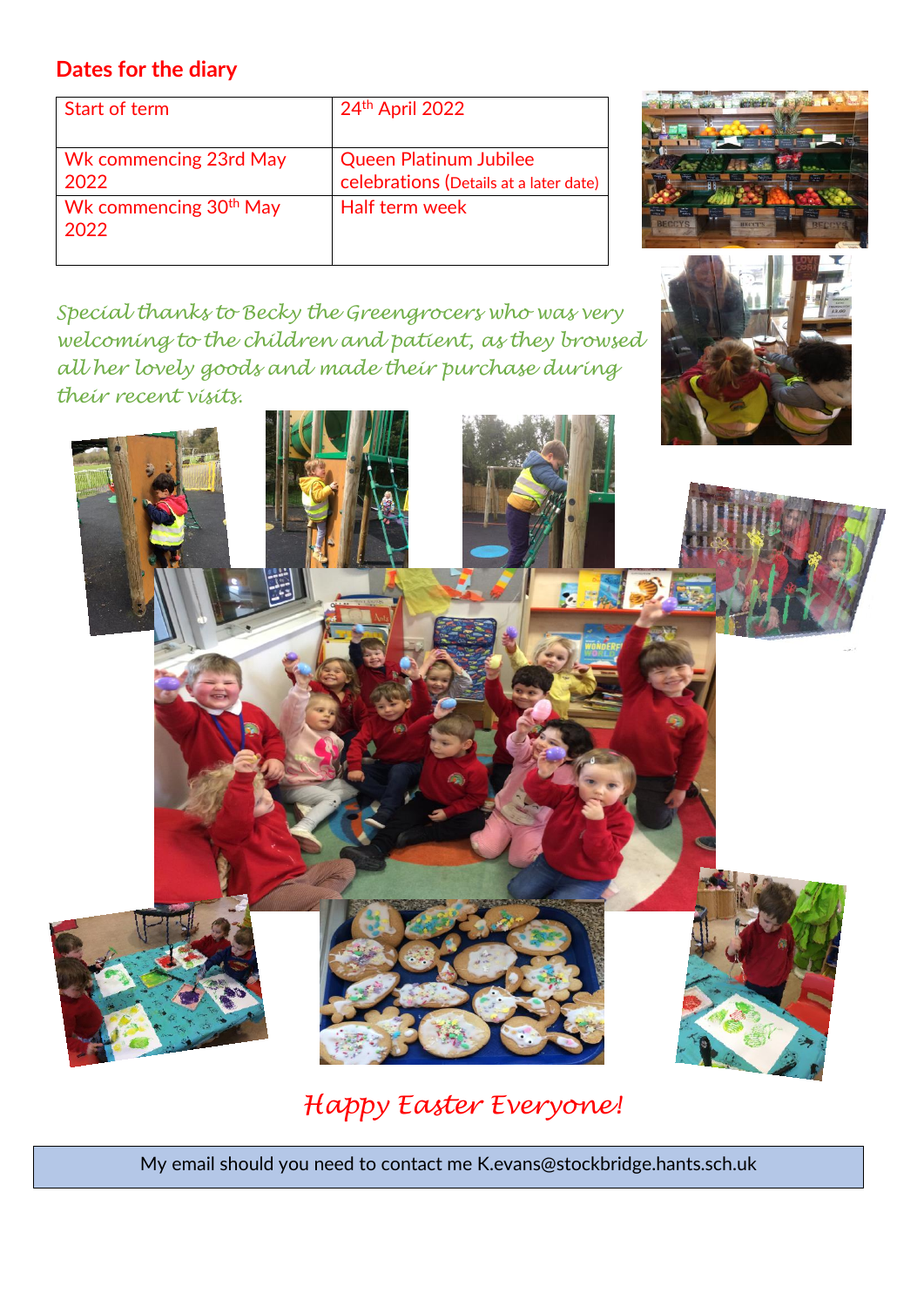## Dates for the diary

| | |
|---|---|
| Start of term | 24th April 2022 |
| Wk commencing 23rd May 2022 | Queen Platinum Jubilee celebrations (Details at a later date) |
| Wk commencing 30th May 2022 | Half term week |

*Special thanks to Becky the Greengrocers who was very welcoming to the children and patient, as they browsed all her lovely goods and made their purchase during their recent visits.*

*Happy Easter Everyone!*

My email should you need to contact me K.evans@stockbridge.hants.sch.uk